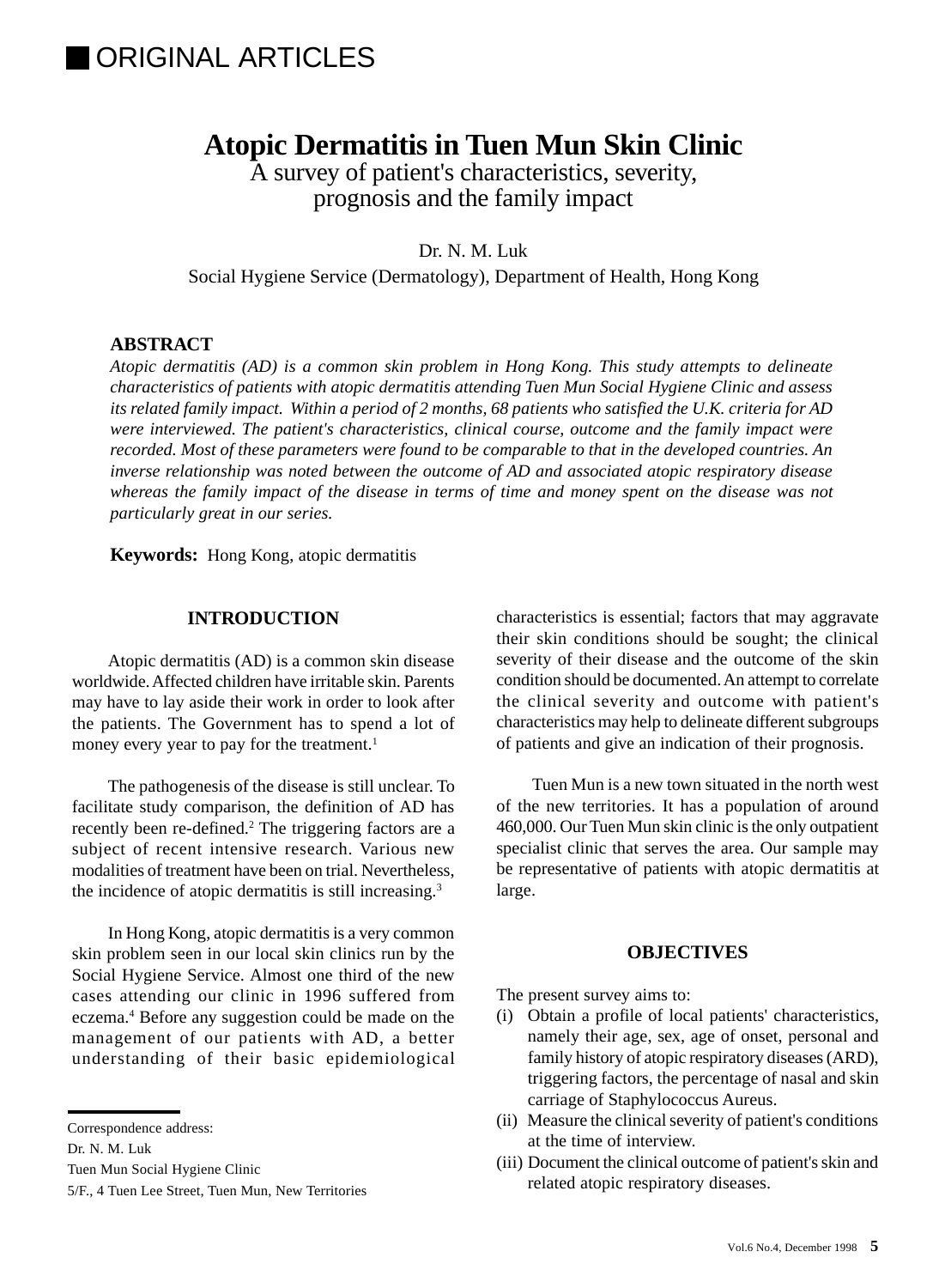# ORIGINAL ARTICLES

# Atopic Dermatitis in Tuen Mun Skin Clinic

## A survey of patient's characteristics, severity, prognosis and the family impact

Dr. N. M. Luk

Social Hygiene Service (Dermatology), Department of Health, Hong Kong

### ABSTRACT

*Atopic dermatitis (AD) is a common skin problem in Hong Kong. This study attempts to delineate characteristics of patients with atopic dermatitis attending Tuen Mun Social Hygiene Clinic and assess its related family impact. Within a period of 2 months, 68 patients who satisfied the U.K. criteria for AD were interviewed. The patient's characteristics, clinical course, outcome and the family impact were recorded. Most of these parameters were found to be comparable to that in the developed countries. An inverse relationship was noted between the outcome of AD and associated atopic respiratory disease whereas the family impact of the disease in terms of time and money spent on the disease was not particularly great in our series.*

**Keywords:** Hong Kong, atopic dermatitis

### INTRODUCTION

Atopic dermatitis (AD) is a common skin disease worldwide. Affected children have irritable skin. Parents may have to lay aside their work in order to look after the patients. The Government has to spend a lot of money every year to pay for the treatment.[1]

The pathogenesis of the disease is still unclear. To facilitate study comparison, the definition of AD has recently been re-defined.[2] The triggering factors are a subject of recent intensive research. Various new modalities of treatment have been on trial. Nevertheless, the incidence of atopic dermatitis is still increasing.[3]

In Hong Kong, atopic dermatitis is a very common skin problem seen in our local skin clinics run by the Social Hygiene Service. Almost one third of the new cases attending our clinic in 1996 suffered from eczema.[4] Before any suggestion could be made on the management of our patients with AD, a better understanding of their basic epidemiological characteristics is essential; factors that may aggravate their skin conditions should be sought; the clinical severity of their disease and the outcome of the skin condition should be documented. An attempt to correlate the clinical severity and outcome with patient's characteristics may help to delineate different subgroups of patients and give an indication of their prognosis.

Tuen Mun is a new town situated in the north west of the new territories. It has a population of around 460,000. Our Tuen Mun skin clinic is the only outpatient specialist clinic that serves the area. Our sample may be representative of patients with atopic dermatitis at large.

### OBJECTIVES

The present survey aims to:

(i) Obtain a profile of local patients' characteristics, namely their age, sex, age of onset, personal and family history of atopic respiratory diseases (ARD), triggering factors, the percentage of nasal and skin carriage of Staphylococcus Aureus.

(ii) Measure the clinical severity of patient's conditions at the time of interview.

(iii) Document the clinical outcome of patient's skin and related atopic respiratory diseases.

Correspondence address:

Dr. N. M. Luk

Tuen Mun Social Hygiene Clinic

5/F., 4 Tuen Lee Street, Tuen Mun, New Territories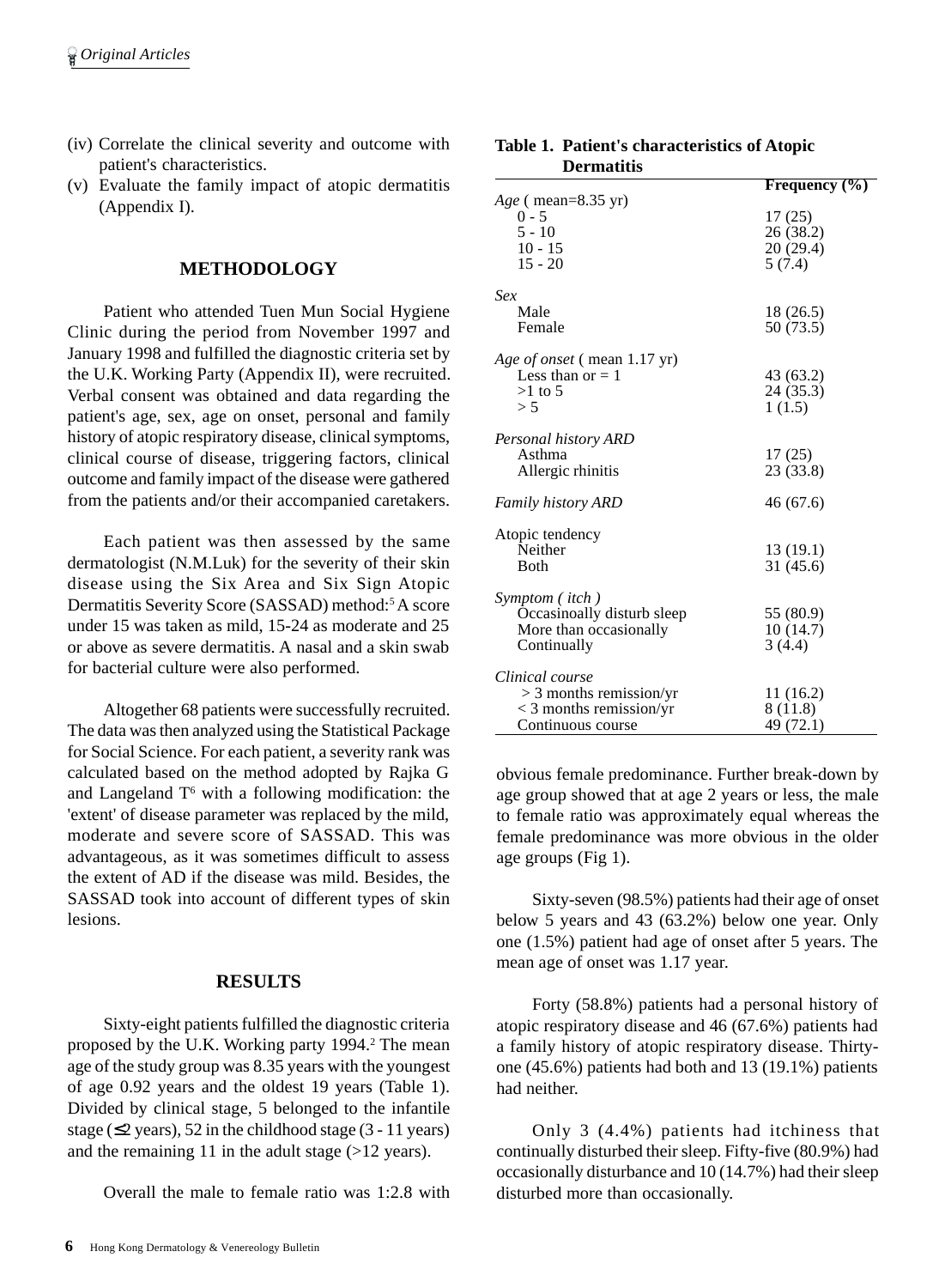(iv) Correlate the clinical severity and outcome with patient's characteristics.

(v) Evaluate the family impact of atopic dermatitis (Appendix I).

## METHODOLOGY

Patient who attended Tuen Mun Social Hygiene Clinic during the period from November 1997 and January 1998 and fulfilled the diagnostic criteria set by the U.K. Working Party (Appendix II), were recruited. Verbal consent was obtained and data regarding the patient's age, sex, age on onset, personal and family history of atopic respiratory disease, clinical symptoms, clinical course of disease, triggering factors, clinical outcome and family impact of the disease were gathered from the patients and/or their accompanied caretakers.

Each patient was then assessed by the same dermatologist (N.M.Luk) for the severity of their skin disease using the Six Area and Six Sign Atopic Dermatitis Severity Score (SASSAD) method:[5] A score under 15 was taken as mild, 15-24 as moderate and 25 or above as severe dermatitis. A nasal and a skin swab for bacterial culture were also performed.

Altogether 68 patients were successfully recruited. The data was then analyzed using the Statistical Package for Social Science. For each patient, a severity rank was calculated based on the method adopted by Rajka G and Langeland T[6] with a following modification: the 'extent' of disease parameter was replaced by the mild, moderate and severe score of SASSAD. This was advantageous, as it was sometimes difficult to assess the extent of AD if the disease was mild. Besides, the SASSAD took into account of different types of skin lesions.

## RESULTS

Sixty-eight patients fulfilled the diagnostic criteria proposed by the U.K. Working party 1994.[2] The mean age of the study group was 8.35 years with the youngest of age 0.92 years and the oldest 19 years (Table 1). Divided by clinical stage, 5 belonged to the infantile stage (≤2 years), 52 in the childhood stage (3 - 11 years) and the remaining 11 in the adult stage (>12 years).

Overall the male to female ratio was 1:2.8 with obvious female predominance. Further break-down by age group showed that at age 2 years or less, the male to female ratio was approximately equal whereas the female predominance was more obvious in the older age groups (Fig 1).

**Table 1. Patient's characteristics of Atopic Dermatitis**

| | Frequency (%) |
|---|---|
| *Age* ( mean=8.35 yr) | |
| 0 - 5 | 17 (25) |
| 5 - 10 | 26 (38.2) |
| 10 - 15 | 20 (29.4) |
| 15 - 20 | 5 (7.4) |
| *Sex* | |
| Male | 18 (26.5) |
| Female | 50 (73.5) |
| *Age of onset* ( mean 1.17 yr) | |
| Less than or = 1 | 43 (63.2) |
| >1 to 5 | 24 (35.3) |
| > 5 | 1 (1.5) |
| *Personal history ARD* | |
| Asthma | 17 (25) |
| Allergic rhinitis | 23 (33.8) |
| *Family history ARD* | 46 (67.6) |
| Atopic tendency | |
| Neither | 13 (19.1) |
| Both | 31 (45.6) |
| *Symptom ( itch )* | |
| Occasinoally disturb sleep | 55 (80.9) |
| More than occasionally | 10 (14.7) |
| Continually | 3 (4.4) |
| *Clinical course* | |
| > 3 months remission/yr | 11 (16.2) |
| < 3 months remission/yr | 8 (11.8) |
| Continuous course | 49 (72.1) |

Sixty-seven (98.5%) patients had their age of onset below 5 years and 43 (63.2%) below one year. Only one (1.5%) patient had age of onset after 5 years. The mean age of onset was 1.17 year.

Forty (58.8%) patients had a personal history of atopic respiratory disease and 46 (67.6%) patients had a family history of atopic respiratory disease. Thirty-one (45.6%) patients had both and 13 (19.1%) patients had neither.

Only 3 (4.4%) patients had itchiness that continually disturbed their sleep. Fifty-five (80.9%) had occasionally disturbance and 10 (14.7%) had their sleep disturbed more than occasionally.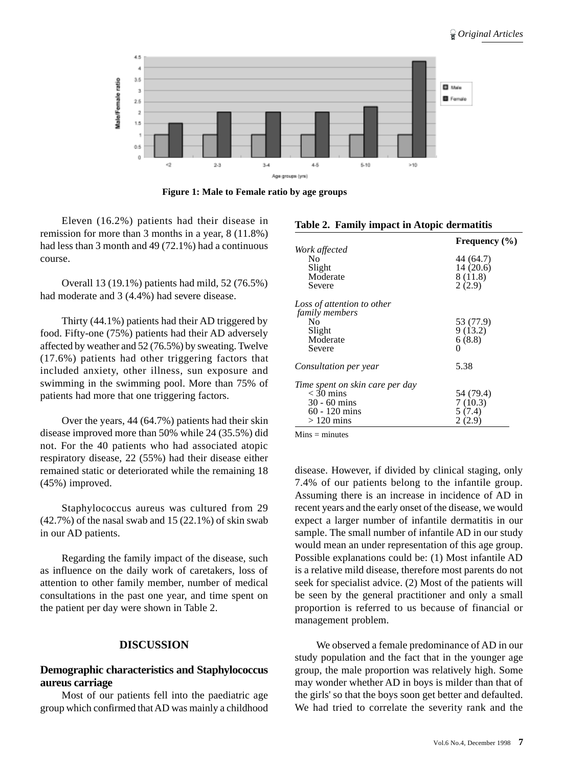Figure 1: Male to Female ratio by age groups

Eleven (16.2%) patients had their disease in remission for more than 3 months in a year, 8 (11.8%) had less than 3 month and 49 (72.1%) had a continuous course.

Overall 13 (19.1%) patients had mild, 52 (76.5%) had moderate and 3 (4.4%) had severe disease.

Thirty (44.1%) patients had their AD triggered by food. Fifty-one (75%) patients had their AD adversely affected by weather and 52 (76.5%) by sweating. Twelve (17.6%) patients had other triggering factors that included anxiety, other illness, sun exposure and swimming in the swimming pool. More than 75% of patients had more that one triggering factors.

Over the years, 44 (64.7%) patients had their skin disease improved more than 50% while 24 (35.5%) did not. For the 40 patients who had associated atopic respiratory disease, 22 (55%) had their disease either remained static or deteriorated while the remaining 18 (45%) improved.

Staphylococcus aureus was cultured from 29 (42.7%) of the nasal swab and 15 (22.1%) of skin swab in our AD patients.

Regarding the family impact of the disease, such as influence on the daily work of caretakers, loss of attention to other family member, number of medical consultations in the past one year, and time spent on the patient per day were shown in Table 2.

**Table 2. Family impact in Atopic dermatitis**

| | **Frequency (%)** |
|---|---|
| *Work affected* | |
| No | 44 (64.7) |
| Slight | 14 (20.6) |
| Moderate | 8 (11.8) |
| Severe | 2 (2.9) |
| *Loss of attention to other family members* | |
| No | 53 (77.9) |
| Slight | 9 (13.2) |
| Moderate | 6 (8.8) |
| Severe | 0 |
| *Consultation per year* | 5.38 |
| *Time spent on skin care per day* | |
| < 30 mins | 54 (79.4) |
| 30 - 60 mins | 7 (10.3) |
| 60 - 120 mins | 5 (7.4) |
| > 120 mins | 2 (2.9) |

Mins = minutes

## DISCUSSION

### Demographic characteristics and Staphylococcus aureus carriage

Most of our patients fell into the paediatric age group which confirmed that AD was mainly a childhood disease. However, if divided by clinical staging, only 7.4% of our patients belong to the infantile group. Assuming there is an increase in incidence of AD in recent years and the early onset of the disease, we would expect a larger number of infantile dermatitis in our sample. The small number of infantile AD in our study would mean an under representation of this age group. Possible explanations could be: (1) Most infantile AD is a relative mild disease, therefore most parents do not seek for specialist advice. (2) Most of the patients will be seen by the general practitioner and only a small proportion is referred to us because of financial or management problem.

We observed a female predominance of AD in our study population and the fact that in the younger age group, the male proportion was relatively high. Some may wonder whether AD in boys is milder than that of the girls' so that the boys soon get better and defaulted. We had tried to correlate the severity rank and the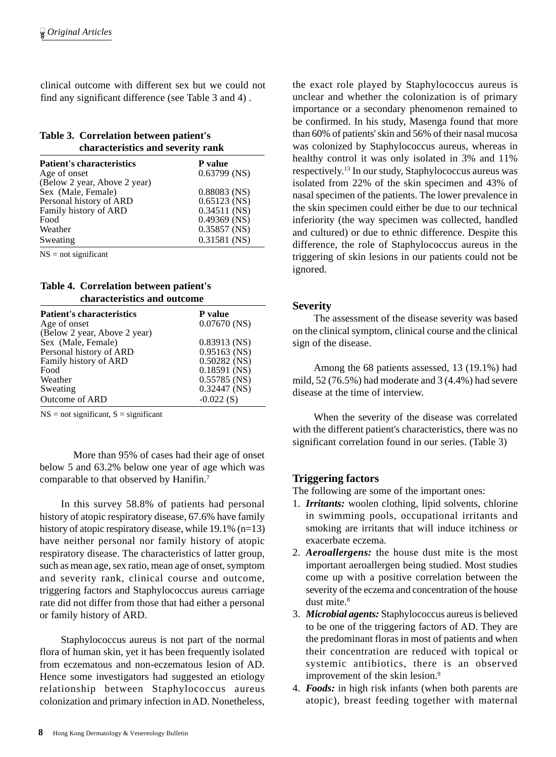clinical outcome with different sex but we could not find any significant difference (see Table 3 and 4) .

**Table 3. Correlation between patient's characteristics and severity rank**

| Patient's characteristics | P value |
|---|---|
| Age of onset (Below 2 year, Above 2 year) | 0.63799 (NS) |
| Sex (Male, Female) | 0.88083 (NS) |
| Personal history of ARD | 0.65123 (NS) |
| Family history of ARD | 0.34511 (NS) |
| Food | 0.49369 (NS) |
| Weather | 0.35857 (NS) |
| Sweating | 0.31581 (NS) |

NS = not significant

**Table 4. Correlation between patient's characteristics and outcome**

| Patient's characteristics | P value |
|---|---|
| Age of onset (Below 2 year, Above 2 year) | 0.07670 (NS) |
| Sex (Male, Female) | 0.83913 (NS) |
| Personal history of ARD | 0.95163 (NS) |
| Family history of ARD | 0.50282 (NS) |
| Food | 0.18591 (NS) |
| Weather | 0.55785 (NS) |
| Sweating | 0.32447 (NS) |
| Outcome of ARD | -0.022 (S) |

NS = not significant, S = significant

More than 95% of cases had their age of onset below 5 and 63.2% below one year of age which was comparable to that observed by Hanifin.[7]

In this survey 58.8% of patients had personal history of atopic respiratory disease, 67.6% have family history of atopic respiratory disease, while 19.1% (n=13) have neither personal nor family history of atopic respiratory disease. The characteristics of latter group, such as mean age, sex ratio, mean age of onset, symptom and severity rank, clinical course and outcome, triggering factors and Staphylococcus aureus carriage rate did not differ from those that had either a personal or family history of ARD.

Staphylococcus aureus is not part of the normal flora of human skin, yet it has been frequently isolated from eczematous and non-eczematous lesion of AD. Hence some investigators had suggested an etiology relationship between Staphylococcus aureus colonization and primary infection in AD. Nonetheless, the exact role played by Staphylococcus aureus is unclear and whether the colonization is of primary importance or a secondary phenomenon remained to be confirmed. In his study, Masenga found that more than 60% of patients' skin and 56% of their nasal mucosa was colonized by Staphylococcus aureus, whereas in healthy control it was only isolated in 3% and 11% respectively.[13] In our study, Staphylococcus aureus was isolated from 22% of the skin specimen and 43% of nasal specimen of the patients. The lower prevalence in the skin specimen could either be due to our technical inferiority (the way specimen was collected, handled and cultured) or due to ethnic difference. Despite this difference, the role of Staphylococcus aureus in the triggering of skin lesions in our patients could not be ignored.

## Severity

The assessment of the disease severity was based on the clinical symptom, clinical course and the clinical sign of the disease.

Among the 68 patients assessed, 13 (19.1%) had mild, 52 (76.5%) had moderate and 3 (4.4%) had severe disease at the time of interview.

When the severity of the disease was correlated with the different patient's characteristics, there was no significant correlation found in our series. (Table 3)

## Triggering factors

The following are some of the important ones:

1. ***Irritants:*** woolen clothing, lipid solvents, chlorine in swimming pools, occupational irritants and smoking are irritants that will induce itchiness or exacerbate eczema.
2. ***Aeroallergens:*** the house dust mite is the most important aeroallergen being studied. Most studies come up with a positive correlation between the severity of the eczema and concentration of the house dust mite.[8]
3. ***Microbial agents:*** Staphylococcus aureus is believed to be one of the triggering factors of AD. They are the predominant floras in most of patients and when their concentration are reduced with topical or systemic antibiotics, there is an observed improvement of the skin lesion.[9]
4. ***Foods:*** in high risk infants (when both parents are atopic), breast feeding together with maternal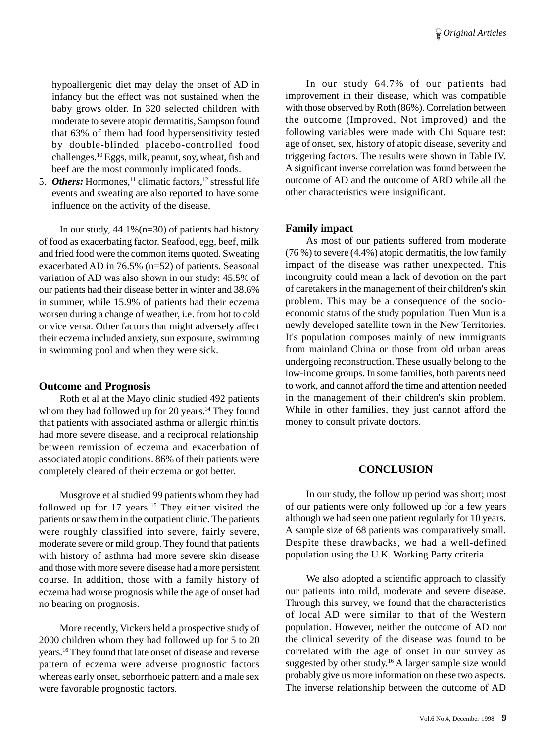hypoallergenic diet may delay the onset of AD in infancy but the effect was not sustained when the baby grows older. In 320 selected children with moderate to severe atopic dermatitis, Sampson found that 63% of them had food hypersensitivity tested by double-blinded placebo-controlled food challenges.[10] Eggs, milk, peanut, soy, wheat, fish and beef are the most commonly implicated foods.

5. ***Others:*** Hormones,[11] climatic factors,[12] stressful life events and sweating are also reported to have some influence on the activity of the disease.

In our study, 44.1%(n=30) of patients had history of food as exacerbating factor. Seafood, egg, beef, milk and fried food were the common items quoted. Sweating exacerbated AD in 76.5% (n=52) of patients. Seasonal variation of AD was also shown in our study: 45.5% of our patients had their disease better in winter and 38.6% in summer, while 15.9% of patients had their eczema worsen during a change of weather, i.e. from hot to cold or vice versa. Other factors that might adversely affect their eczema included anxiety, sun exposure, swimming in swimming pool and when they were sick.

### Outcome and Prognosis

Roth et al at the Mayo clinic studied 492 patients whom they had followed up for 20 years.[14] They found that patients with associated asthma or allergic rhinitis had more severe disease, and a reciprocal relationship between remission of eczema and exacerbation of associated atopic conditions. 86% of their patients were completely cleared of their eczema or got better.

Musgrove et al studied 99 patients whom they had followed up for 17 years.[15] They either visited the patients or saw them in the outpatient clinic. The patients were roughly classified into severe, fairly severe, moderate severe or mild group. They found that patients with history of asthma had more severe skin disease and those with more severe disease had a more persistent course. In addition, those with a family history of eczema had worse prognosis while the age of onset had no bearing on prognosis.

More recently, Vickers held a prospective study of 2000 children whom they had followed up for 5 to 20 years.[16] They found that late onset of disease and reverse pattern of eczema were adverse prognostic factors whereas early onset, seborrhoeic pattern and a male sex were favorable prognostic factors.

In our study 64.7% of our patients had improvement in their disease, which was compatible with those observed by Roth (86%). Correlation between the outcome (Improved, Not improved) and the following variables were made with Chi Square test: age of onset, sex, history of atopic disease, severity and triggering factors. The results were shown in Table IV. A significant inverse correlation was found between the outcome of AD and the outcome of ARD while all the other characteristics were insignificant.

### Family impact

As most of our patients suffered from moderate (76 %) to severe (4.4%) atopic dermatitis, the low family impact of the disease was rather unexpected. This incongruity could mean a lack of devotion on the part of caretakers in the management of their children's skin problem. This may be a consequence of the socio-economic status of the study population. Tuen Mun is a newly developed satellite town in the New Territories. It's population composes mainly of new immigrants from mainland China or those from old urban areas undergoing reconstruction. These usually belong to the low-income groups. In some families, both parents need to work, and cannot afford the time and attention needed in the management of their children's skin problem. While in other families, they just cannot afford the money to consult private doctors.

## CONCLUSION

In our study, the follow up period was short; most of our patients were only followed up for a few years although we had seen one patient regularly for 10 years. A sample size of 68 patients was comparatively small. Despite these drawbacks, we had a well-defined population using the U.K. Working Party criteria.

We also adopted a scientific approach to classify our patients into mild, moderate and severe disease. Through this survey, we found that the characteristics of local AD were similar to that of the Western population. However, neither the outcome of AD nor the clinical severity of the disease was found to be correlated with the age of onset in our survey as suggested by other study.[16] A larger sample size would probably give us more information on these two aspects. The inverse relationship between the outcome of AD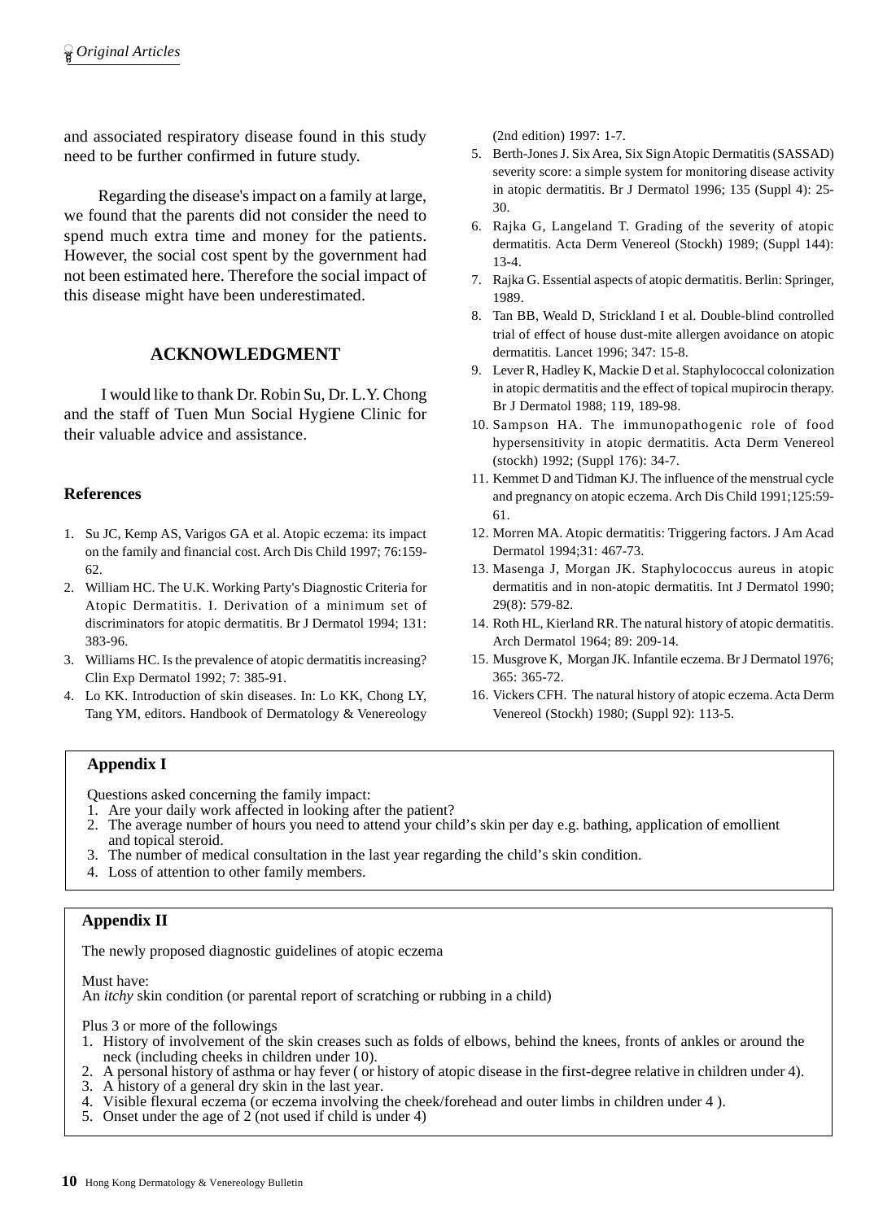and associated respiratory disease found in this study need to be further confirmed in future study.

Regarding the disease's impact on a family at large, we found that the parents did not consider the need to spend much extra time and money for the patients. However, the social cost spent by the government had not been estimated here. Therefore the social impact of this disease might have been underestimated.

## ACKNOWLEDGMENT

I would like to thank Dr. Robin Su, Dr. L.Y. Chong and the staff of Tuen Mun Social Hygiene Clinic for their valuable advice and assistance.

## References

1. Su JC, Kemp AS, Varigos GA et al. Atopic eczema: its impact on the family and financial cost. Arch Dis Child 1997; 76:159-62.
2. William HC. The U.K. Working Party's Diagnostic Criteria for Atopic Dermatitis. I. Derivation of a minimum set of discriminators for atopic dermatitis. Br J Dermatol 1994; 131: 383-96.
3. Williams HC. Is the prevalence of atopic dermatitis increasing? Clin Exp Dermatol 1992; 7: 385-91.
4. Lo KK. Introduction of skin diseases. In: Lo KK, Chong LY, Tang YM, editors. Handbook of Dermatology & Venereology (2nd edition) 1997: 1-7.
5. Berth-Jones J. Six Area, Six Sign Atopic Dermatitis (SASSAD) severity score: a simple system for monitoring disease activity in atopic dermatitis. Br J Dermatol 1996; 135 (Suppl 4): 25-30.
6. Rajka G, Langeland T. Grading of the severity of atopic dermatitis. Acta Derm Venereol (Stockh) 1989; (Suppl 144): 13-4.
7. Rajka G. Essential aspects of atopic dermatitis. Berlin: Springer, 1989.
8. Tan BB, Weald D, Strickland I et al. Double-blind controlled trial of effect of house dust-mite allergen avoidance on atopic dermatitis. Lancet 1996; 347: 15-8.
9. Lever R, Hadley K, Mackie D et al. Staphylococcal colonization in atopic dermatitis and the effect of topical mupirocin therapy. Br J Dermatol 1988; 119, 189-98.
10. Sampson HA. The immunopathogenic role of food hypersensitivity in atopic dermatitis. Acta Derm Venereol (stockh) 1992; (Suppl 176): 34-7.
11. Kemmet D and Tidman KJ. The influence of the menstrual cycle and pregnancy on atopic eczema. Arch Dis Child 1991;125:59-61.
12. Morren MA. Atopic dermatitis: Triggering factors. J Am Acad Dermatol 1994;31: 467-73.
13. Masenga J, Morgan JK. Staphylococcus aureus in atopic dermatitis and in non-atopic dermatitis. Int J Dermatol 1990; 29(8): 579-82.
14. Roth HL, Kierland RR. The natural history of atopic dermatitis. Arch Dermatol 1964; 89: 209-14.
15. Musgrove K, Morgan JK. Infantile eczema. Br J Dermatol 1976; 365: 365-72.
16. Vickers CFH. The natural history of atopic eczema. Acta Derm Venereol (Stockh) 1980; (Suppl 92): 113-5.

### Appendix I

Questions asked concerning the family impact:

1. Are your daily work affected in looking after the patient?
2. The average number of hours you need to attend your child's skin per day e.g. bathing, application of emollient and topical steroid.
3. The number of medical consultation in the last year regarding the child's skin condition.
4. Loss of attention to other family members.

### Appendix II

The newly proposed diagnostic guidelines of atopic eczema

Must have:
An *itchy* skin condition (or parental report of scratching or rubbing in a child)

Plus 3 or more of the followings

1. History of involvement of the skin creases such as folds of elbows, behind the knees, fronts of ankles or around the neck (including cheeks in children under 10).
2. A personal history of asthma or hay fever ( or history of atopic disease in the first-degree relative in children under 4).
3. A history of a general dry skin in the last year.
4. Visible flexural eczema (or eczema involving the cheek/forehead and outer limbs in children under 4 ).
5. Onset under the age of 2 (not used if child is under 4)